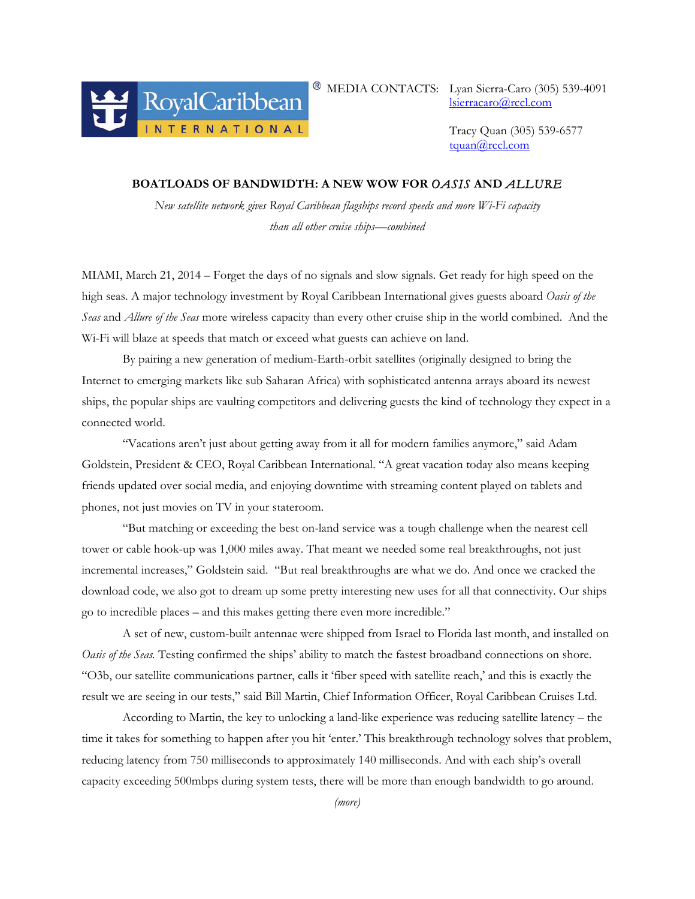MEDIA CONTACTS: Lyan Sierra-Caro (305) 539-4091
lsierracaro@rccl.com

Tracy Quan (305) 539-6577
tquan@rccl.com

**BOATLOADS OF BANDWIDTH: A NEW WOW FOR *OASIS* AND *ALLURE***

*New satellite network gives Royal Caribbean flagships record speeds and more Wi-Fi capacity than all other cruise ships—combined*

MIAMI, March 21, 2014 – Forget the days of no signals and slow signals. Get ready for high speed on the high seas. A major technology investment by Royal Caribbean International gives guests aboard *Oasis of the Seas* and *Allure of the Seas* more wireless capacity than every other cruise ship in the world combined. And the Wi-Fi will blaze at speeds that match or exceed what guests can achieve on land.

By pairing a new generation of medium-Earth-orbit satellites (originally designed to bring the Internet to emerging markets like sub Saharan Africa) with sophisticated antenna arrays aboard its newest ships, the popular ships are vaulting competitors and delivering guests the kind of technology they expect in a connected world.

"Vacations aren't just about getting away from it all for modern families anymore," said Adam Goldstein, President & CEO, Royal Caribbean International. "A great vacation today also means keeping friends updated over social media, and enjoying downtime with streaming content played on tablets and phones, not just movies on TV in your stateroom.

"But matching or exceeding the best on-land service was a tough challenge when the nearest cell tower or cable hook-up was 1,000 miles away. That meant we needed some real breakthroughs, not just incremental increases," Goldstein said. "But real breakthroughs are what we do. And once we cracked the download code, we also got to dream up some pretty interesting new uses for all that connectivity. Our ships go to incredible places – and this makes getting there even more incredible."

A set of new, custom-built antennae were shipped from Israel to Florida last month, and installed on *Oasis of the Seas*. Testing confirmed the ships' ability to match the fastest broadband connections on shore. "O3b, our satellite communications partner, calls it 'fiber speed with satellite reach,' and this is exactly the result we are seeing in our tests," said Bill Martin, Chief Information Officer, Royal Caribbean Cruises Ltd.

According to Martin, the key to unlocking a land-like experience was reducing satellite latency – the time it takes for something to happen after you hit 'enter.' This breakthrough technology solves that problem, reducing latency from 750 milliseconds to approximately 140 milliseconds. And with each ship's overall capacity exceeding 500mbps during system tests, there will be more than enough bandwidth to go around.

*(more)*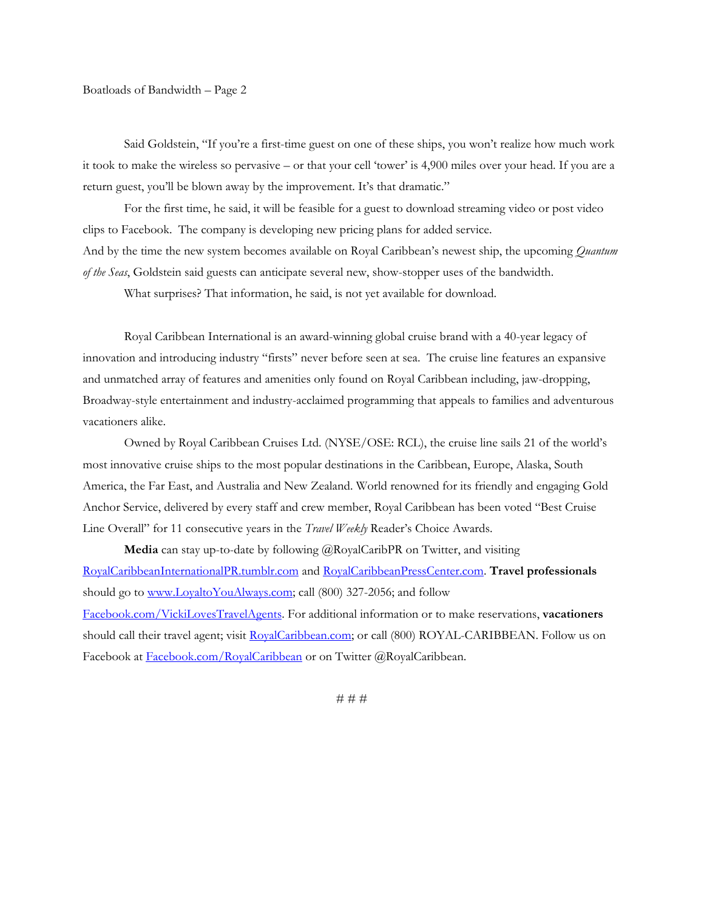Said Goldstein, "If you're a first-time guest on one of these ships, you won't realize how much work it took to make the wireless so pervasive – or that your cell 'tower' is 4,900 miles over your head. If you are a return guest, you'll be blown away by the improvement. It's that dramatic."

For the first time, he said, it will be feasible for a guest to download streaming video or post video clips to Facebook. The company is developing new pricing plans for added service.
And by the time the new system becomes available on Royal Caribbean's newest ship, the upcoming *Quantum of the Seas*, Goldstein said guests can anticipate several new, show-stopper uses of the bandwidth.

What surprises? That information, he said, is not yet available for download.

Royal Caribbean International is an award-winning global cruise brand with a 40-year legacy of innovation and introducing industry "firsts" never before seen at sea. The cruise line features an expansive and unmatched array of features and amenities only found on Royal Caribbean including, jaw-dropping, Broadway-style entertainment and industry-acclaimed programming that appeals to families and adventurous vacationers alike.

Owned by Royal Caribbean Cruises Ltd. (NYSE/OSE: RCL), the cruise line sails 21 of the world's most innovative cruise ships to the most popular destinations in the Caribbean, Europe, Alaska, South America, the Far East, and Australia and New Zealand. World renowned for its friendly and engaging Gold Anchor Service, delivered by every staff and crew member, Royal Caribbean has been voted "Best Cruise Line Overall" for 11 consecutive years in the *Travel Weekly* Reader's Choice Awards.

**Media** can stay up-to-date by following @RoyalCaribPR on Twitter, and visiting RoyalCaribbeanInternationalPR.tumblr.com and RoyalCaribbeanPressCenter.com. **Travel professionals** should go to www.LoyaltoYouAlways.com; call (800) 327-2056; and follow Facebook.com/VickiLovesTravelAgents. For additional information or to make reservations, **vacationers** should call their travel agent; visit RoyalCaribbean.com; or call (800) ROYAL-CARIBBEAN. Follow us on Facebook at Facebook.com/RoyalCaribbean or on Twitter @RoyalCaribbean.

# # #